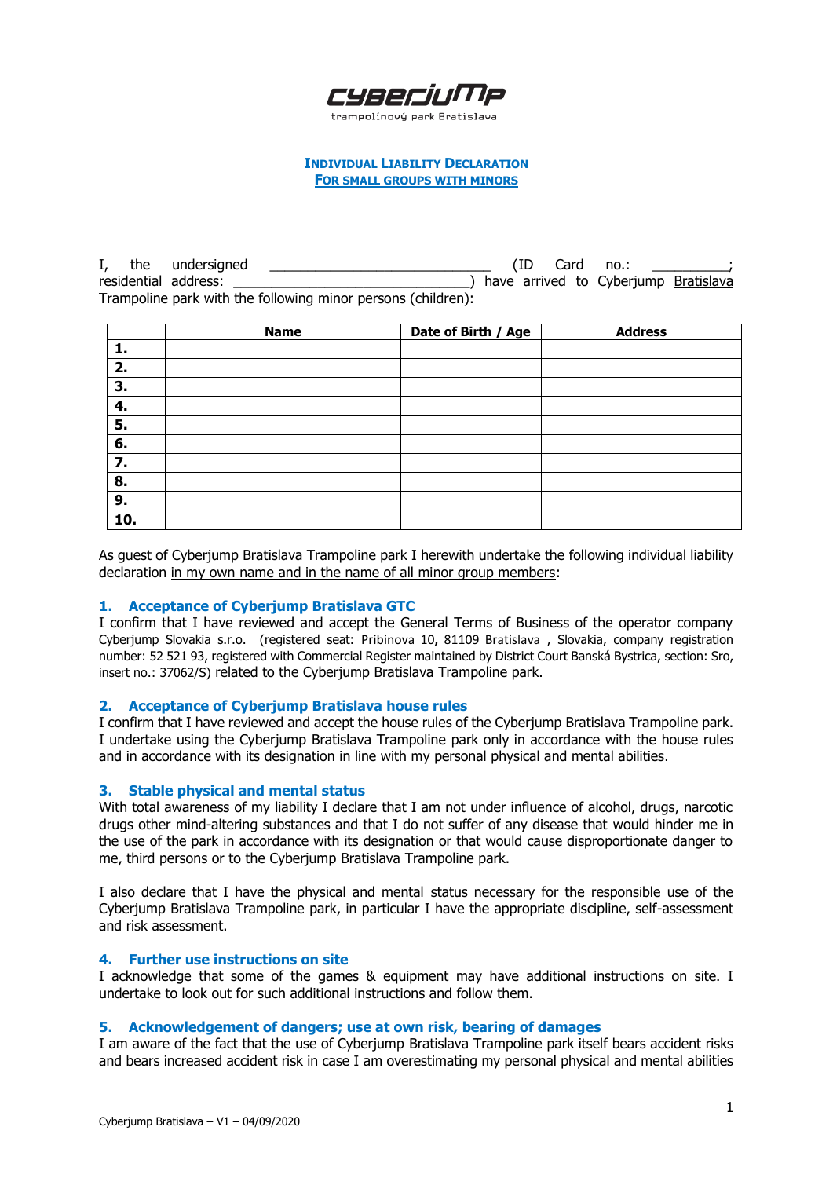cyberjump

trampolínový park Bratislava

# INDIVIDUAL LIABILITY DECLARATION
## FOR SMALL GROUPS WITH MINORS

I, the undersigned ____________________________ (ID Card no.: __________; residential address: ______________________________) have arrived to Cyberjump Bratislava Trampoline park with the following minor persons (children):

| | Name | Date of Birth / Age | Address |
|---|---|---|---|
| **1.** | | | |
| **2.** | | | |
| **3.** | | | |
| **4.** | | | |
| **5.** | | | |
| **6.** | | | |
| **7.** | | | |
| **8.** | | | |
| **9.** | | | |
| **10.** | | | |

As guest of Cyberjump Bratislava Trampoline park I herewith undertake the following individual liability declaration in my own name and in the name of all minor group members:

### 1. Acceptance of Cyberjump Bratislava GTC

I confirm that I have reviewed and accept the General Terms of Business of the operator company Cyberjump Slovakia s.r.o. (registered seat: Pribinova 10, 81109 Bratislava , Slovakia, company registration number: 52 521 93, registered with Commercial Register maintained by District Court Banská Bystrica, section: Sro, insert no.: 37062/S) related to the Cyberjump Bratislava Trampoline park.

### 2. Acceptance of Cyberjump Bratislava house rules

I confirm that I have reviewed and accept the house rules of the Cyberjump Bratislava Trampoline park. I undertake using the Cyberjump Bratislava Trampoline park only in accordance with the house rules and in accordance with its designation in line with my personal physical and mental abilities.

### 3. Stable physical and mental status

With total awareness of my liability I declare that I am not under influence of alcohol, drugs, narcotic drugs other mind-altering substances and that I do not suffer of any disease that would hinder me in the use of the park in accordance with its designation or that would cause disproportionate danger to me, third persons or to the Cyberjump Bratislava Trampoline park.

I also declare that I have the physical and mental status necessary for the responsible use of the Cyberjump Bratislava Trampoline park, in particular I have the appropriate discipline, self-assessment and risk assessment.

### 4. Further use instructions on site

I acknowledge that some of the games & equipment may have additional instructions on site. I undertake to look out for such additional instructions and follow them.

### 5. Acknowledgement of dangers; use at own risk, bearing of damages

I am aware of the fact that the use of Cyberjump Bratislava Trampoline park itself bears accident risks and bears increased accident risk in case I am overestimating my personal physical and mental abilities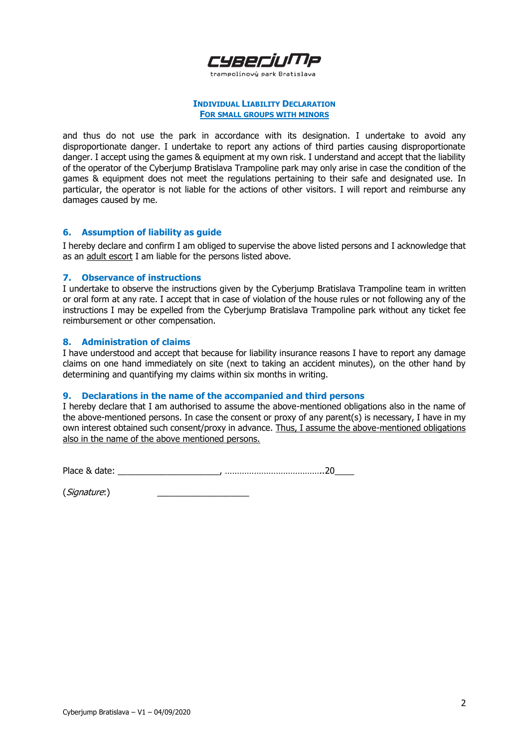**INDIVIDUAL LIABILITY DECLARATION**
**FOR SMALL GROUPS WITH MINORS**

and thus do not use the park in accordance with its designation. I undertake to avoid any disproportionate danger. I undertake to report any actions of third parties causing disproportionate danger. I accept using the games & equipment at my own risk. I understand and accept that the liability of the operator of the Cyberjump Bratislava Trampoline park may only arise in case the condition of the games & equipment does not meet the regulations pertaining to their safe and designated use. In particular, the operator is not liable for the actions of other visitors. I will report and reimburse any damages caused by me.

## 6. Assumption of liability as guide

I hereby declare and confirm I am obliged to supervise the above listed persons and I acknowledge that as an adult escort I am liable for the persons listed above.

## 7. Observance of instructions

I undertake to observe the instructions given by the Cyberjump Bratislava Trampoline team in written or oral form at any rate. I accept that in case of violation of the house rules or not following any of the instructions I may be expelled from the Cyberjump Bratislava Trampoline park without any ticket fee reimbursement or other compensation.

## 8. Administration of claims

I have understood and accept that because for liability insurance reasons I have to report any damage claims on one hand immediately on site (next to taking an accident minutes), on the other hand by determining and quantifying my claims within six months in writing.

## 9. Declarations in the name of the accompanied and third persons

I hereby declare that I am authorised to assume the above-mentioned obligations also in the name of the above-mentioned persons. In case the consent or proxy of any parent(s) is necessary, I have in my own interest obtained such consent/proxy in advance. Thus, I assume the above-mentioned obligations also in the name of the above mentioned persons.

Place & date: ____________________, ………………………………….20____

(*Signature*:) ___________________

Cyberjump Bratislava – V1 – 04/09/2020